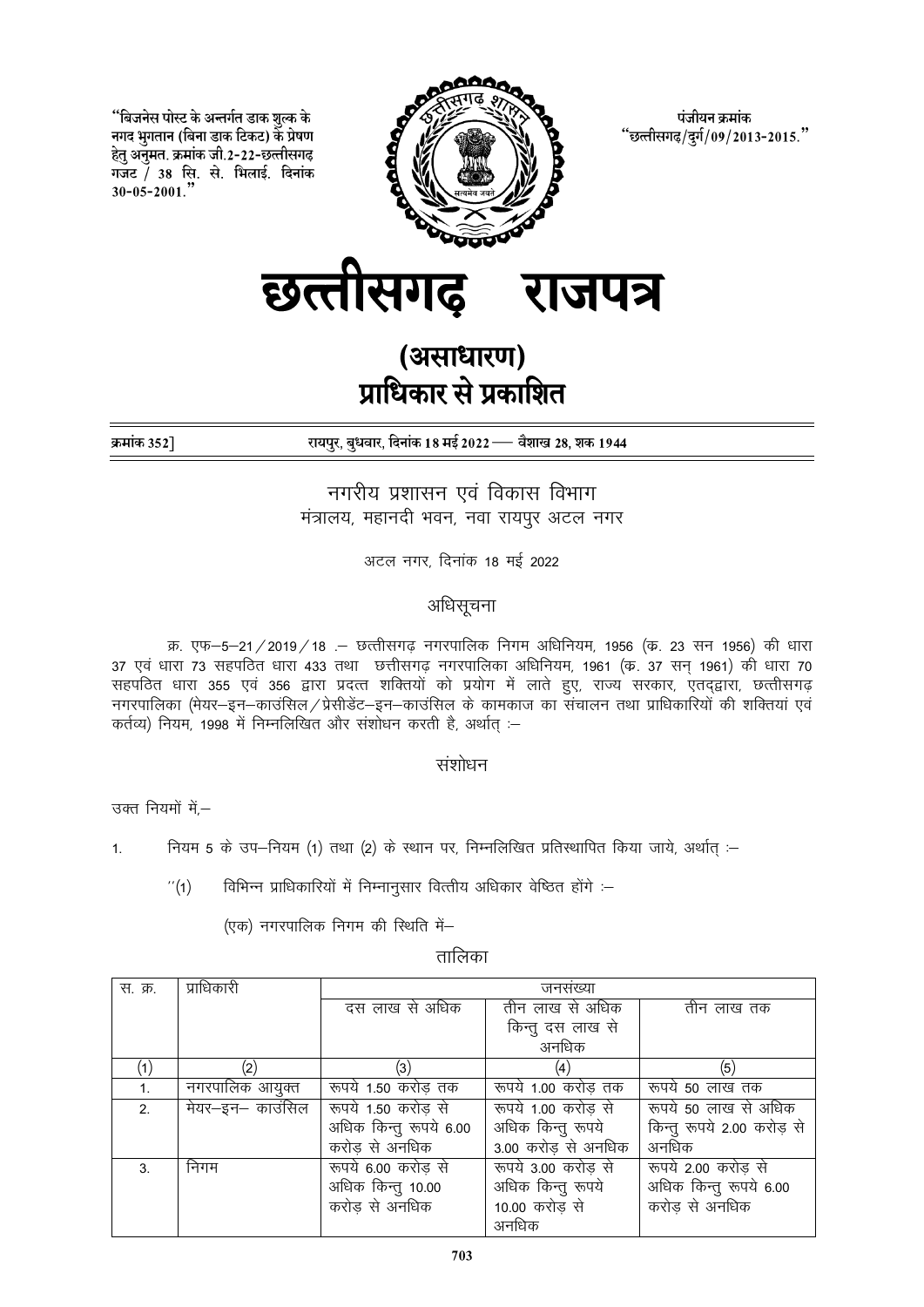"बिजनेस पोस्ट के अन्तर्गत डाक शुल्क के नगद भुगतान (बिना डाक टिकट) के प्रेषण हेतु अनुमत. क्रमांक जी.2-22-छत्तीसगढ़ गजट / 38 सि. से. भिलाई. दिनांक 30-05-2001."

पंजीयन क्रमांक "छत्तीसगढ़/दुर्ग/09/2013-2015."

# छत्तीसगढ़ राजपत्र

## (असाधारण)
## प्राधिकार से प्रकाशित

क्रमांक 352] रायपुर, बुधवार, दिनांक 18 मई 2022 — वैशाख 28, शक 1944

### नगरीय प्रशासन एवं विकास विभाग
मंत्रालय, महानदी भवन, नवा रायपुर अटल नगर

अटल नगर, दिनांक 18 मई 2022

### अधिसूचना

क्र. एफ–5–21/2019/18 .– छत्तीसगढ़ नगरपालिक निगम अधिनियम, 1956 (क. 23 सन 1956) की धारा 37 एवं धारा 73 सहपठित धारा 433 तथा छत्तीसगढ़ नगरपालिका अधिनियम, 1961 (क. 37 सन् 1961) की धारा 70 सहपठित धारा 355 एवं 356 द्वारा प्रदत्त शक्तियों को प्रयोग में लाते हुए, राज्य सरकार, एतद्द्वारा, छत्तीसगढ़ नगरपालिका (मेयर–इन–काउंसिल/प्रेसीडेंट–इन–काउंसिल के कामकाज का संचालन तथा प्राधिकारियों की शक्तियां एवं कर्तव्य) नियम, 1998 में निम्नलिखित और संशोधन करती है, अर्थात् :–

### संशोधन

उक्त नियमों में,–

1. नियम 5 के उप–नियम (1) तथा (2) के स्थान पर, निम्नलिखित प्रतिस्थापित किया जाये, अर्थात् :–

"(1) विभिन्न प्राधिकारियों में निम्नानुसार वित्तीय अधिकार वेष्ठित होंगे :–

(एक) नगरपालिक निगम की स्थिति में–

तालिका

| स. क्र. | प्राधिकारी | जनसंख्या | | |
|---|---|---|---|---|
| | | दस लाख से अधिक | तीन लाख से अधिक किन्तु दस लाख से अनधिक | तीन लाख तक |
| (1) | (2) | (3) | (4) | (5) |
| 1. | नगरपालिक आयुक्त | रूपये 1.50 करोड़ तक | रूपये 1.00 करोड़ तक | रूपये 50 लाख तक |
| 2. | मेयर–इन– काउंसिल | रूपये 1.50 करोड़ से अधिक किन्तु रूपये 6.00 करोड़ से अनधिक | रूपये 1.00 करोड़ से अधिक किन्तु रूपये 3.00 करोड़ से अनधिक | रूपये 50 लाख से अधिक किन्तु रूपये 2.00 करोड़ से अनधिक |
| 3. | निगम | रूपये 6.00 करोड़ से अधिक किन्तु 10.00 करोड़ से अनधिक | रूपये 3.00 करोड़ से अधिक किन्तु रूपये 10.00 करोड़ से अनधिक | रूपये 2.00 करोड़ से अधिक किन्तु रूपये 6.00 करोड़ से अनधिक |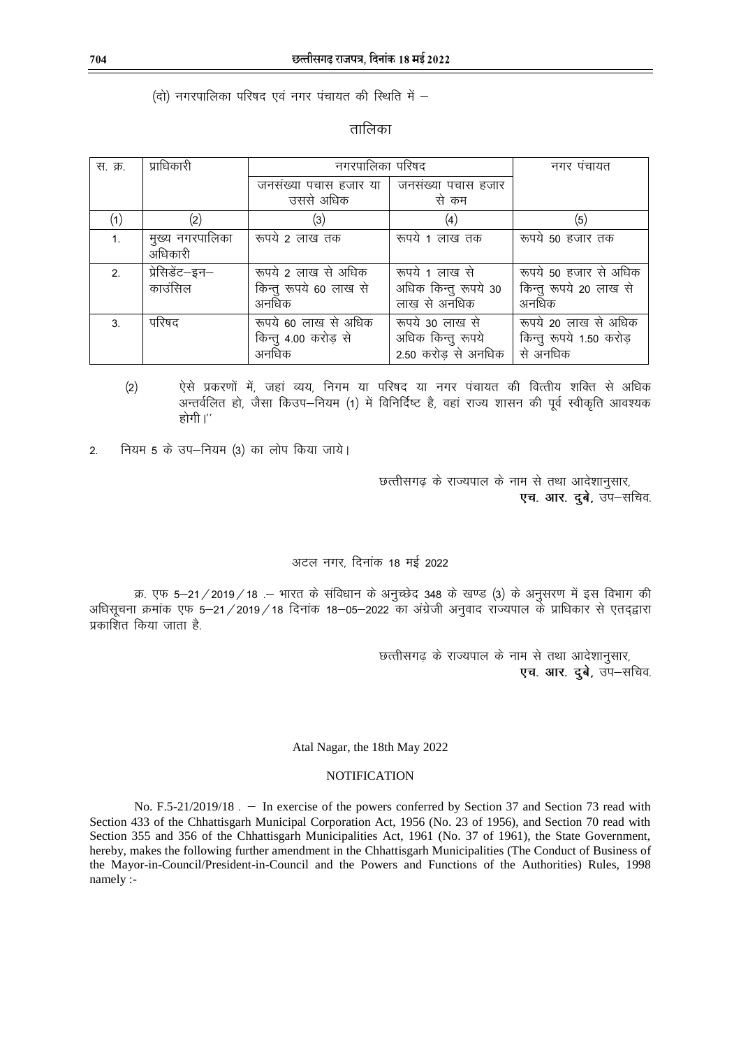(दो) नगरपालिका परिषद एवं नगर पंचायत की स्थिति में –

तालिका

| स. क्र. | प्राधिकारी | नगरपालिका परिषद | | नगर पंचायत |
|---|---|---|---|---|
| | | जनसंख्या पचास हजार या उससे अधिक | जनसंख्या पचास हजार से कम | |
| (1) | (2) | (3) | (4) | (5) |
| 1. | मुख्य नगरपालिका अधिकारी | रूपये 2 लाख तक | रूपये 1 लाख तक | रूपये 50 हजार तक |
| 2. | प्रेसिडेंट–इन–काउंसिल | रूपये 2 लाख से अधिक किन्तु रूपये 60 लाख से अनधिक | रूपये 1 लाख से अधिक किन्तु रूपये 30 लाख से अनधिक | रूपये 50 हजार से अधिक किन्तु रूपये 20 लाख से अनधिक |
| 3. | परिषद | रूपये 60 लाख से अधिक किन्तु 4.00 करोड़ से अनधिक | रूपये 30 लाख से अधिक किन्तु रूपये 2.50 करोड़ से अनधिक | रूपये 20 लाख से अधिक किन्तु रूपये 1.50 करोड़ से अनधिक |

(2) ऐसे प्रकरणों में, जहां व्यय, निगम या परिषद या नगर पंचायत की वित्तीय शक्ति से अधिक अन्तर्वलित हो, जैसा किउप–नियम (1) में विनिर्दिष्ट है, वहां राज्य शासन की पूर्व स्वीकृति आवश्यक होगी।''

2. नियम 5 के उप–नियम (3) का लोप किया जाये।

छत्तीसगढ़ के राज्यपाल के नाम से तथा आदेशानुसार,
**एच. आर. दुबे,** उप–सचिव.

अटल नगर, दिनांक 18 मई 2022

क्र. एफ 5–21/2019/18 .– भारत के संविधान के अनुच्छेद 348 के खण्ड (3) के अनुसरण में इस विभाग की अधिसूचना क्रमांक एफ 5–21/2019/18 दिनांक 18–05–2022 का अंग्रेजी अनुवाद राज्यपाल के प्राधिकार से एतद्द्वारा प्रकाशित किया जाता है.

छत्तीसगढ़ के राज्यपाल के नाम से तथा आदेशानुसार,
**एच. आर. दुबे,** उप–सचिव.

Atal Nagar, the 18th May 2022

NOTIFICATION

No. F.5-21/2019/18 . – In exercise of the powers conferred by Section 37 and Section 73 read with Section 433 of the Chhattisgarh Municipal Corporation Act, 1956 (No. 23 of 1956), and Section 70 read with Section 355 and 356 of the Chhattisgarh Municipalities Act, 1961 (No. 37 of 1961), the State Government, hereby, makes the following further amendment in the Chhattisgarh Municipalities (The Conduct of Business of the Mayor-in-Council/President-in-Council and the Powers and Functions of the Authorities) Rules, 1998 namely :-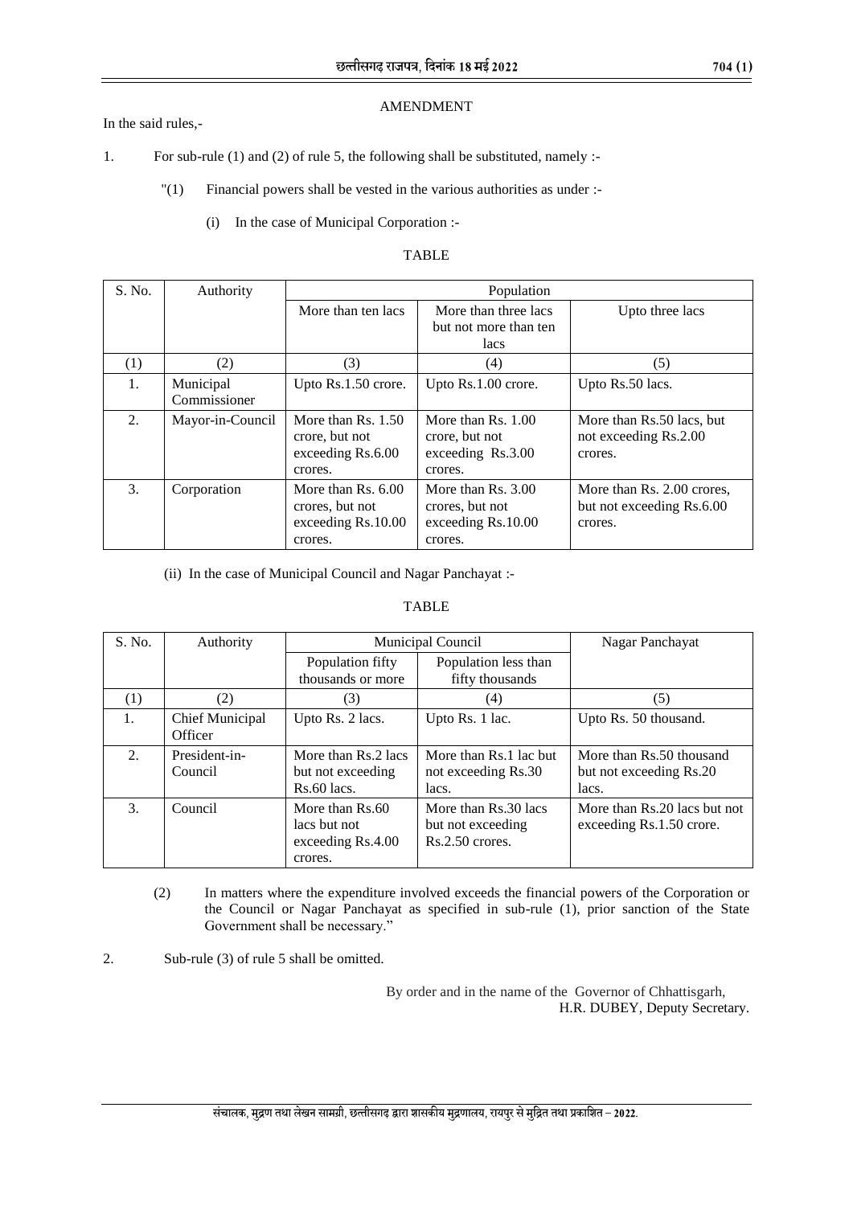## AMENDMENT

In the said rules,-

1. For sub-rule (1) and (2) of rule 5, the following shall be substituted, namely :-

"(1) Financial powers shall be vested in the various authorities as under :-

(i) In the case of Municipal Corporation :-

TABLE

| S. No. | Authority | Population | | |
|---|---|---|---|---|
| | | More than ten lacs | More than three lacs but not more than ten lacs | Upto three lacs |
| (1) | (2) | (3) | (4) | (5) |
| 1. | Municipal Commissioner | Upto Rs.1.50 crore. | Upto Rs.1.00 crore. | Upto Rs.50 lacs. |
| 2. | Mayor-in-Council | More than Rs. 1.50 crore, but not exceeding Rs.6.00 crores. | More than Rs. 1.00 crore, but not exceeding Rs.3.00 crores. | More than Rs.50 lacs, but not exceeding Rs.2.00 crores. |
| 3. | Corporation | More than Rs. 6.00 crores, but not exceeding Rs.10.00 crores. | More than Rs. 3.00 crores, but not exceeding Rs.10.00 crores. | More than Rs. 2.00 crores, but not exceeding Rs.6.00 crores. |

(ii) In the case of Municipal Council and Nagar Panchayat :-

TABLE

| S. No. | Authority | Municipal Council | | Nagar Panchayat |
|---|---|---|---|---|
| | | Population fifty thousands or more | Population less than fifty thousands | |
| (1) | (2) | (3) | (4) | (5) |
| 1. | Chief Municipal Officer | Upto Rs. 2 lacs. | Upto Rs. 1 lac. | Upto Rs. 50 thousand. |
| 2. | President-in-Council | More than Rs.2 lacs but not exceeding Rs.60 lacs. | More than Rs.1 lac but not exceeding Rs.30 lacs. | More than Rs.50 thousand but not exceeding Rs.20 lacs. |
| 3. | Council | More than Rs.60 lacs but not exceeding Rs.4.00 crores. | More than Rs.30 lacs but not exceeding Rs.2.50 crores. | More than Rs.20 lacs but not exceeding Rs.1.50 crore. |

(2) In matters where the expenditure involved exceeds the financial powers of the Corporation or the Council or Nagar Panchayat as specified in sub-rule (1), prior sanction of the State Government shall be necessary."

2. Sub-rule (3) of rule 5 shall be omitted.

By order and in the name of the Governor of Chhattisgarh,
H.R. DUBEY, Deputy Secretary.